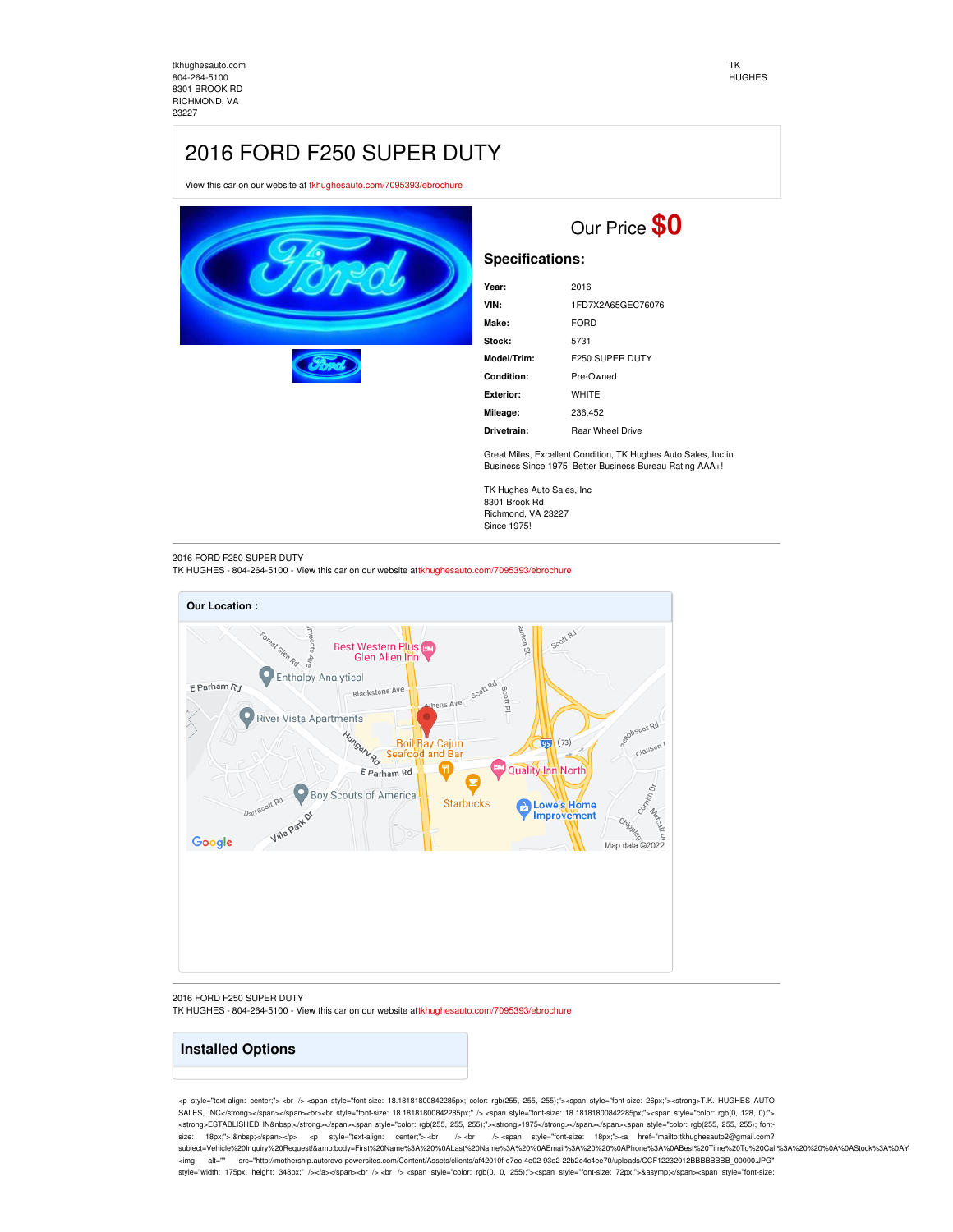tkhughesauto.com
804-264-5100
8301 BROOK RD
RICHMOND, VA
23227

TK
HUGHES

# 2016 FORD F250 SUPER DUTY

View this car on our website at tkhughesauto.com/7095393/ebrochure

## Our Price **$0**

### Specifications:

| | |
|---|---|
| **Year:** | 2016 |
| **VIN:** | 1FD7X2A65GEC76076 |
| **Make:** | FORD |
| **Stock:** | 5731 |
| **Model/Trim:** | F250 SUPER DUTY |
| **Condition:** | Pre-Owned |
| **Exterior:** | WHITE |
| **Mileage:** | 236,452 |
| **Drivetrain:** | Rear Wheel Drive |

Great Miles, Excellent Condition, TK Hughes Auto Sales, Inc in Business Since 1975! Better Business Bureau Rating AAA+!

TK Hughes Auto Sales, Inc
8301 Brook Rd
Richmond, VA 23227
Since 1975!

2016 FORD F250 SUPER DUTY
TK HUGHES - 804-264-5100 - View this car on our website attkhughesauto.com/7095393/ebrochure

**Our Location :**

2016 FORD F250 SUPER DUTY
TK HUGHES - 804-264-5100 - View this car on our website attkhughesauto.com/7095393/ebrochure

## Installed Options

<p style="text-align: center;"> <br /> <span style="font-size: 18.18181800842285px; color: rgb(255, 255, 255);"><span style="font-size: 26px;"><strong>T.K. HUGHES AUTO SALES, INC</strong></span></span><br><br style="font-size: 18.18181800842285px;" /> <span style="font-size: 18.18181800842285px;"><span style="color: rgb(0, 128, 0);"><strong>ESTABLISHED IN&nbsp;</strong></span><span style="color: rgb(255, 255, 255);"><strong>1975</strong></span></span><span style="color: rgb(255, 255, 255); font-size: 18px;">!&nbsp;</span></p> <p style="text-align: center;"> <br /> <br /> <span style="font-size: 18px;"><a href="mailto:tkhughesauto2@gmail.com?subject=Vehicle%20Inquiry%20Request!&amp;body=First%20Name%3A%20%0ALast%20Name%3A%20%0AEmail%3A%20%20%0APhone%3A%0ABest%20Time%20To%20Call%3A%20%20%0A%0AStock%3A%0AY <img alt="" src="http://mothership.autorevo-powersites.com/Content/Assets/clients/af42010f-c7ec-4e02-93e2-22b2e4c4ee70/uploads/CCF12232012BBBBBBBB_00000.JPG" style="width: 175px; height: 348px;" /></a></span><br /> <br /> <span style="color: rgb(0, 0, 255);"><span style="font-size: 72px;">&asymp;</span><span style="font-size: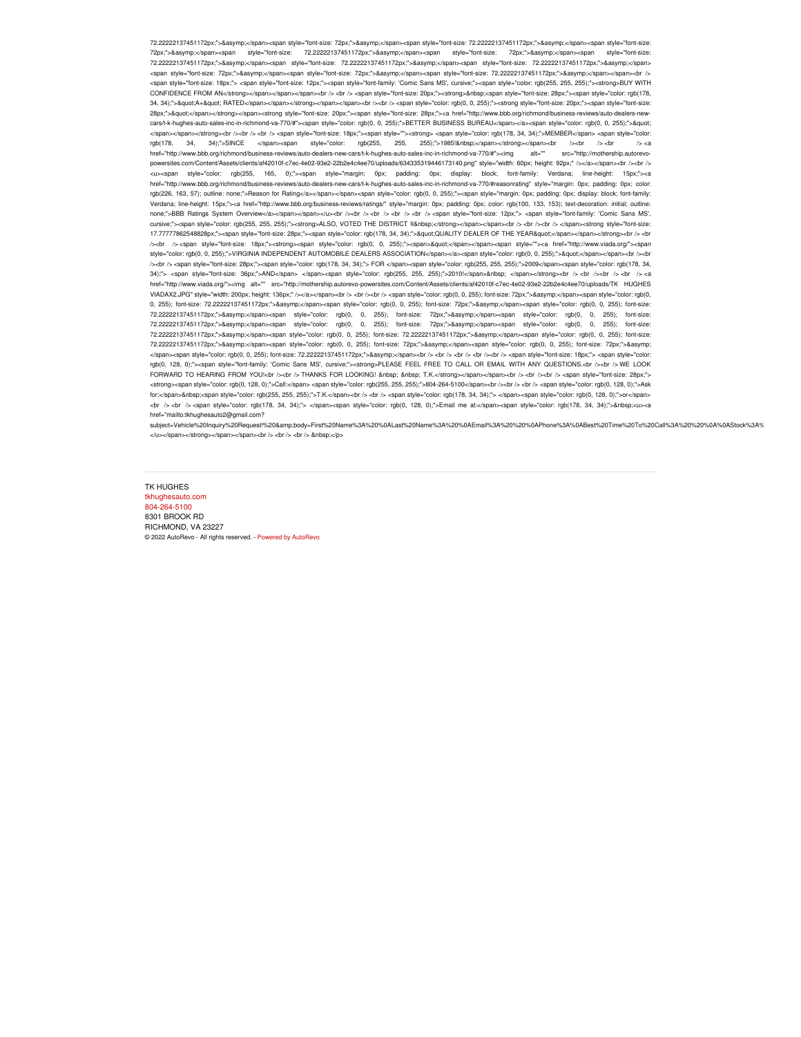72.22222137451172px;">&asymp;</span><span style="font-size: 72px;">&asymp;</span><span style="font-size: 72.22222137451172px;">&asymp;</span><span style="font-size: 72px;">&asymp;</span><span style="font-size: 72.22222137451172px;">&asymp;</span><span style="font-size: 72px;">&asymp;</span><span style="font-size: 72.22222137451172px;">&asymp;</span><span style="font-size: 72.22222137451172px;">&asymp;</span><span style="font-size: 72.22222137451172px;">&asymp;</span> <span style="font-size: 72px;">&asymp;</span><span style="font-size: 72px;">&asymp;</span><span style="font-size: 72.22222137451172px;">&asymp;</span></span><br /> <span style="font-size: 18px;"> <span style="font-size: 12px;"><span style="font-family: 'Comic Sans MS', cursive;"><span style="color: rgb(255, 255, 255);"><strong>BUY WITH CONFIDENCE FROM AN</strong></span></span></span><br /> <br /> <span style="font-size: 20px;"><strong>&nbsp;<span style="font-size: 28px;"><span style="color: rgb(178, 34, 34);">&quot;A+&quot; RATED</span></span></strong></span></span><br /><br /> <span style="color: rgb(0, 0, 255);"><strong style="font-size: 20px;"><span style="font-size: 28px;">&quot;</span></strong></span><strong style="font-size: 20px;"><span style="font-size: 28px;"><a href="http://www.bbb.org/richmond/business-reviews/auto-dealers-new-cars/t-k-hughes-auto-sales-inc-in-richmond-va-770/#"><span style="color: rgb(0, 0, 255);">BETTER BUSINESS BUREAU</span></a><span style="color: rgb(0, 0, 255);">&quot; </span></span></strong><br /><br /> <br /> <span style="font-size: 18px;"><span style=""><strong> <span style="color: rgb(178, 34, 34);">MEMBER</span> <span style="color: rgb(178, 34, 34);">SINCE </span><span style="color: rgb(255, 255, 255);">1985!&nbsp;</span></strong></span></span><br /><br /> <br /> <a href="http://www.bbb.org/richmond/business-reviews/auto-dealers-new-cars/t-k-hughes-auto-sales-inc-in-richmond-va-770/#"><img alt="" src="http://mothership.autorevo-powersites.com/Content/Assets/clients/af42010f-c7ec-4e02-93e2-22b2e4c4ee70/uploads/634335319446173140.png" style="width: 60px; height: 92px;" /></a></span><br /><br /> <u><span style="color: rgb(255, 165, 0);"><span style="margin: 0px; padding: 0px; display: block; font-family: Verdana; line-height: 15px;"><a href="http://www.bbb.org/richmond/business-reviews/auto-dealers-new-cars/t-k-hughes-auto-sales-inc-in-richmond-va-770/#reasonrating" style="margin: 0px; padding: 0px; color: rgb(226, 163, 57); outline: none;">Reason for Rating</a></span></span><span style="color: rgb(0, 0, 255);"><span style="margin: 0px; padding: 0px; display: block; font-family: Verdana; line-height: 15px;"><a href="http://www.bbb.org/business-reviews/ratings/" style="margin: 0px; padding: 0px; color: rgb(100, 133, 153); text-decoration: initial; outline: none;">BBB Ratings System Overview</a></span></span></u><br /><br /> <br /> <br /> <br /> <span style="font-size: 12px;"> <span style="font-family: 'Comic Sans MS', cursive;"><span style="color: rgb(255, 255, 255);"><strong>ALSO, VOTED THE DISTRICT II&nbsp;</strong></span></span><br /> <br /><br /> </span><strong style="font-size: 17.77777862548828px;"><span style="font-size: 28px;"><span style="color: rgb(178, 34, 34);">&quot;QUALITY DEALER OF THE YEAR&quot;</span></span></strong><br /> <br /><br /> <span style="font-size: 18px;"><strong><span style="color: rgb(0, 0, 255);"><span>&quot;</span></span><span style=""><a href="http://www.viada.org/"><span style="color: rgb(0, 0, 255);">VIRGINIA INDEPENDENT AUTOMOBILE DEALERS ASSOCIATION</span></a><span style="color: rgb(0, 0, 255);">&quot;</span></span><br /><br /><br /> <span style="font-size: 28px;"><span style="color: rgb(178, 34, 34);"> FOR </span><span style="color: rgb(255, 255, 255);">2009</span><span style="color: rgb(178, 34, 34);"> <span style="font-size: 36px;">AND</span> </span><span style="color: rgb(255, 255, 255);">2010!</span>&nbsp; </span></strong><br /> <br /><br /> <br /> <a href="http://www.viada.org/"><img alt="" src="http://mothership.autorevo-powersites.com/Content/Assets/clients/af42010f-c7ec-4e02-93e2-22b2e4c4ee70/uploads/TK HUGHES VIADAX2.JPG" style="width: 200px; height: 136px;" /></a></span><br /> <br /><br /> <span style="color: rgb(0, 0, 255); font-size: 72px;">&asymp;</span><span style="color: rgb(0, 0, 255); font-size: 72.22222137451172px;">&asymp;</span><span style="color: rgb(0, 0, 255); font-size: 72px;">&asymp;</span><span style="color: rgb(0, 0, 255); font-size: 72.22222137451172px;">&asymp;</span><span style="color: rgb(0, 0, 255); font-size: 72px;">&asymp;</span><span style="color: rgb(0, 0, 255); font-size: 72.22222137451172px;">&asymp;</span><span style="color: rgb(0, 0, 255); font-size: 72.22222137451172px;">&asymp;</span><span style="color: rgb(0, 0, 255); font-size: 72.22222137451172px;">&asymp;</span><span style="color: rgb(0, 0, 255); font-size: 72px;">&asymp;</span><span style="color: rgb(0, 0, 255); font-size: 72px;">&asymp;</span><span style="color: rgb(0, 0, 255); font-size: 72.22222137451172px;">&asymp;</span><br /> <br /> <br /> <br /><br /> <span style="font-size: 18px;"> <span style="color: rgb(0, 128, 0);"><span style="font-family: 'Comic Sans MS', cursive;"><strong>PLEASE FEEL FREE TO CALL OR EMAIL WITH ANY QUESTIONS.<br /><br /> WE LOOK FORWARD TO HEARING FROM YOU!<br /><br /> THANKS FOR LOOKING! &nbsp; &nbsp; T.K.</strong></span></span><br /> <br /><br /> <span style="font-size: 28px;"> <strong><span style="color: rgb(0, 128, 0);">Call:</span> <span style="color: rgb(255, 255, 255);">804-264-5100</span><br /><br /> <br /> <span style="color: rgb(0, 128, 0);">Ask for:</span>&nbsp;<span style="color: rgb(255, 255, 255);">T.K.</span><br /> <br /> <span style="color: rgb(178, 34, 34);"> </span><span style="color: rgb(0, 128, 0);">or</span> <br /> <br /> <span style="color: rgb(178, 34, 34);"> </span><span style="color: rgb(0, 128, 0);">Email me at:</span><span style="color: rgb(178, 34, 34);">&nbsp;<u><a href="mailto:tkhughesauto2@gmail.com?subject=Vehicle%20Inquiry%20Request!%20&amp;body=First%20Name%3A%20%0ALast%20Name%3A%20%0AEmail%3A%20%20%0APhone%3A%0ABest%20Time%20To%20Call%3A%20%20%0A%0AStock%3A%
</u></span></strong></span></span><br /> <br /> <br /> &nbsp;</p>

---

TK HUGHES
tkhughesauto.com
804-264-5100
8301 BROOK RD
RICHMOND, VA 23227
© 2022 AutoRevo - All rights reserved. - Powered by AutoRevo